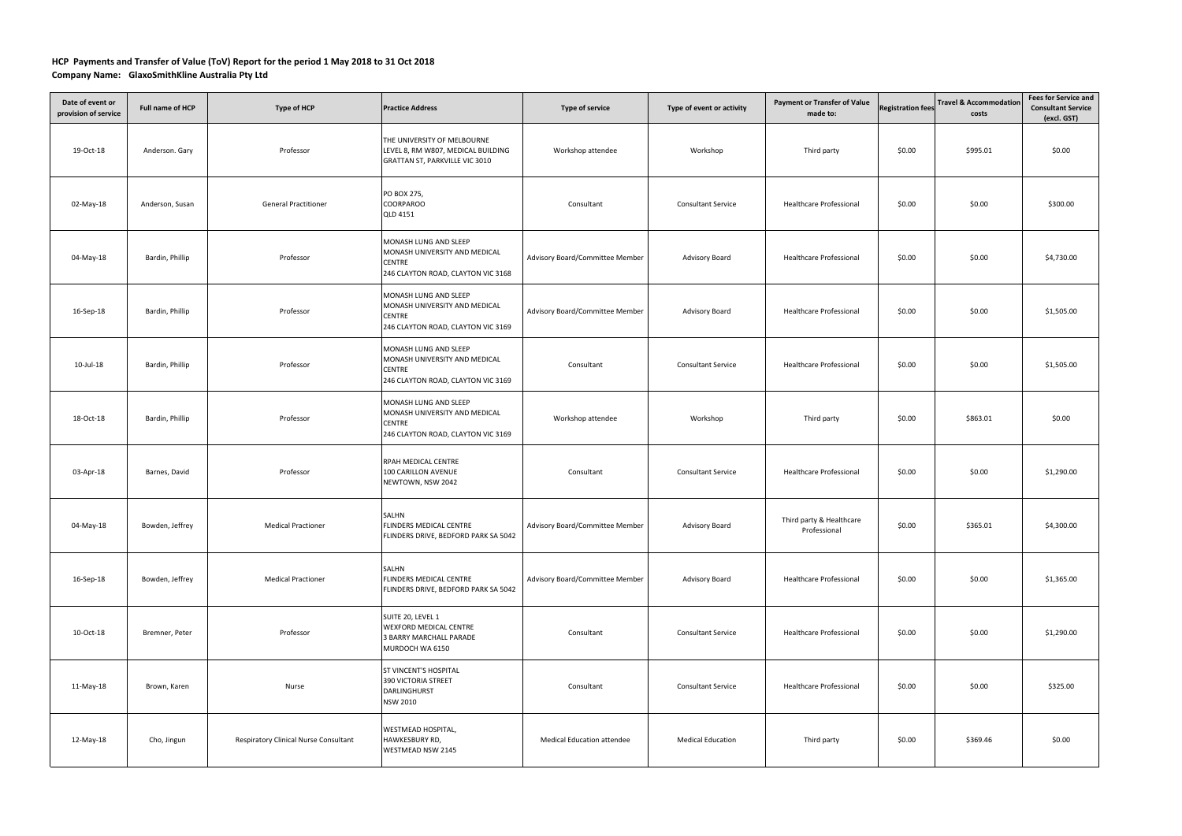**HCP Payments and Transfer of Value (ToV) Report for the period 1 May 2018 to 31 Oct 2018**

**Company Name: GlaxoSmithKline Australia Pty Ltd**

| Date of event or provision of service | Full name of HCP | Type of HCP | Practice Address | Type of service | Type of event or activity | Payment or Transfer of Value made to: | Registration fees | Travel & Accommodation costs | Fees for Service and Consultant Service (excl. GST) |
|---|---|---|---|---|---|---|---|---|---|
| 19-Oct-18 | Anderson. Gary | Professor | THE UNIVERSITY OF MELBOURNE LEVEL 8, RM W807, MEDICAL BUILDING GRATTAN ST, PARKVILLE VIC 3010 | Workshop attendee | Workshop | Third party | $0.00 | $995.01 | $0.00 |
| 02-May-18 | Anderson, Susan | General Practitioner | PO BOX 275, COORPAROO QLD 4151 | Consultant | Consultant Service | Healthcare Professional | $0.00 | $0.00 | $300.00 |
| 04-May-18 | Bardin, Phillip | Professor | MONASH LUNG AND SLEEP MONASH UNIVERSITY AND MEDICAL CENTRE 246 CLAYTON ROAD, CLAYTON VIC 3168 | Advisory Board/Committee Member | Advisory Board | Healthcare Professional | $0.00 | $0.00 | $4,730.00 |
| 16-Sep-18 | Bardin, Phillip | Professor | MONASH LUNG AND SLEEP MONASH UNIVERSITY AND MEDICAL CENTRE 246 CLAYTON ROAD, CLAYTON VIC 3169 | Advisory Board/Committee Member | Advisory Board | Healthcare Professional | $0.00 | $0.00 | $1,505.00 |
| 10-Jul-18 | Bardin, Phillip | Professor | MONASH LUNG AND SLEEP MONASH UNIVERSITY AND MEDICAL CENTRE 246 CLAYTON ROAD, CLAYTON VIC 3169 | Consultant | Consultant Service | Healthcare Professional | $0.00 | $0.00 | $1,505.00 |
| 18-Oct-18 | Bardin, Phillip | Professor | MONASH LUNG AND SLEEP MONASH UNIVERSITY AND MEDICAL CENTRE 246 CLAYTON ROAD, CLAYTON VIC 3169 | Workshop attendee | Workshop | Third party | $0.00 | $863.01 | $0.00 |
| 03-Apr-18 | Barnes, David | Professor | RPAH MEDICAL CENTRE 100 CARILLON AVENUE NEWTOWN, NSW 2042 | Consultant | Consultant Service | Healthcare Professional | $0.00 | $0.00 | $1,290.00 |
| 04-May-18 | Bowden, Jeffrey | Medical Practioner | SALHN FLINDERS MEDICAL CENTRE FLINDERS DRIVE, BEDFORD PARK SA 5042 | Advisory Board/Committee Member | Advisory Board | Third party & Healthcare Professional | $0.00 | $365.01 | $4,300.00 |
| 16-Sep-18 | Bowden, Jeffrey | Medical Practioner | SALHN FLINDERS MEDICAL CENTRE FLINDERS DRIVE, BEDFORD PARK SA 5042 | Advisory Board/Committee Member | Advisory Board | Healthcare Professional | $0.00 | $0.00 | $1,365.00 |
| 10-Oct-18 | Bremner, Peter | Professor | SUITE 20, LEVEL 1 WEXFORD MEDICAL CENTRE 3 BARRY MARCHALL PARADE MURDOCH WA 6150 | Consultant | Consultant Service | Healthcare Professional | $0.00 | $0.00 | $1,290.00 |
| 11-May-18 | Brown, Karen | Nurse | ST VINCENT'S HOSPITAL 390 VICTORIA STREET DARLINGHURST NSW 2010 | Consultant | Consultant Service | Healthcare Professional | $0.00 | $0.00 | $325.00 |
| 12-May-18 | Cho, Jingun | Respiratory Clinical Nurse Consultant | WESTMEAD HOSPITAL, HAWKESBURY RD, WESTMEAD NSW 2145 | Medical Education attendee | Medical Education | Third party | $0.00 | $369.46 | $0.00 |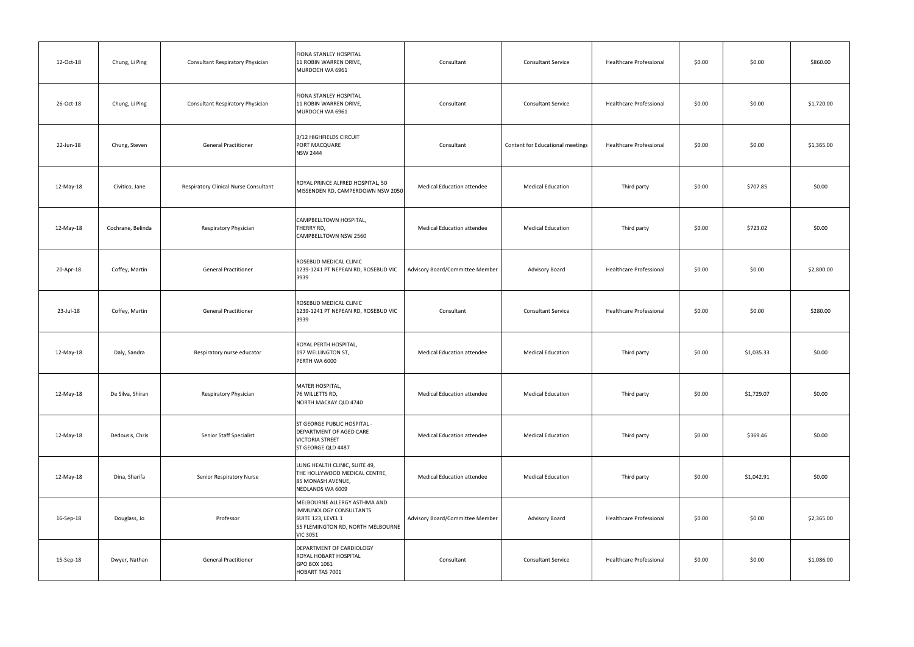| | | | | | | | | | |
|---|---|---|---|---|---|---|---|---|---|
| 12-Oct-18 | Chung, Li Ping | Consultant Respiratory Physician | FIONA STANLEY HOSPITAL 11 ROBIN WARREN DRIVE, MURDOCH WA 6961 | Consultant | Consultant Service | Healthcare Professional | $0.00 | $0.00 | $860.00 |
| 26-Oct-18 | Chung, Li Ping | Consultant Respiratory Physician | FIONA STANLEY HOSPITAL 11 ROBIN WARREN DRIVE, MURDOCH WA 6961 | Consultant | Consultant Service | Healthcare Professional | $0.00 | $0.00 | $1,720.00 |
| 22-Jun-18 | Chung, Steven | General Practitioner | 3/12 HIGHFIELDS CIRCUIT PORT MACQUARE NSW 2444 | Consultant | Content for Educational meetings | Healthcare Professional | $0.00 | $0.00 | $1,365.00 |
| 12-May-18 | Civitico, Jane | Respiratory Clinical Nurse Consultant | ROYAL PRINCE ALFRED HOSPITAL, 50 MISSENDEN RD, CAMPERDOWN NSW 2050 | Medical Education attendee | Medical Education | Third party | $0.00 | $707.85 | $0.00 |
| 12-May-18 | Cochrane, Belinda | Respiratory Physician | CAMPBELLTOWN HOSPITAL, THERRY RD, CAMPBELLTOWN NSW 2560 | Medical Education attendee | Medical Education | Third party | $0.00 | $723.02 | $0.00 |
| 20-Apr-18 | Coffey, Martin | General Practitioner | ROSEBUD MEDICAL CLINIC 1239-1241 PT NEPEAN RD, ROSEBUD VIC 3939 | Advisory Board/Committee Member | Advisory Board | Healthcare Professional | $0.00 | $0.00 | $2,800.00 |
| 23-Jul-18 | Coffey, Martin | General Practitioner | ROSEBUD MEDICAL CLINIC 1239-1241 PT NEPEAN RD, ROSEBUD VIC 3939 | Consultant | Consultant Service | Healthcare Professional | $0.00 | $0.00 | $280.00 |
| 12-May-18 | Daly, Sandra | Respiratory nurse educator | ROYAL PERTH HOSPITAL, 197 WELLINGTON ST, PERTH WA 6000 | Medical Education attendee | Medical Education | Third party | $0.00 | $1,035.33 | $0.00 |
| 12-May-18 | De Silva, Shiran | Respiratory Physician | MATER HOSPITAL, 76 WILLETTS RD, NORTH MACKAY QLD 4740 | Medical Education attendee | Medical Education | Third party | $0.00 | $1,729.07 | $0.00 |
| 12-May-18 | Dedousis, Chris | Senior Staff Specialist | ST GEORGE PUBLIC HOSPITAL - DEPARTMENT OF AGED CARE VICTORIA STREET ST GEORGE QLD 4487 | Medical Education attendee | Medical Education | Third party | $0.00 | $369.46 | $0.00 |
| 12-May-18 | Dina, Sharifa | Senior Respiratory Nurse | LUNG HEALTH CLINIC, SUITE 49, THE HOLLYWOOD MEDICAL CENTRE, 85 MONASH AVENUE, NEDLANDS WA 6009 | Medical Education attendee | Medical Education | Third party | $0.00 | $1,042.91 | $0.00 |
| 16-Sep-18 | Douglass, Jo | Professor | MELBOURNE ALLERGY ASTHMA AND IMMUNOLOGY CONSULTANTS SUITE 123, LEVEL 1 55 FLEMINGTON RD, NORTH MELBOURNE VIC 3051 | Advisory Board/Committee Member | Advisory Board | Healthcare Professional | $0.00 | $0.00 | $2,365.00 |
| 15-Sep-18 | Dwyer, Nathan | General Practitioner | DEPARTMENT OF CARDIOLOGY ROYAL HOBART HOSPITAL GPO BOX 1061 HOBART TAS 7001 | Consultant | Consultant Service | Healthcare Professional | $0.00 | $0.00 | $1,086.00 |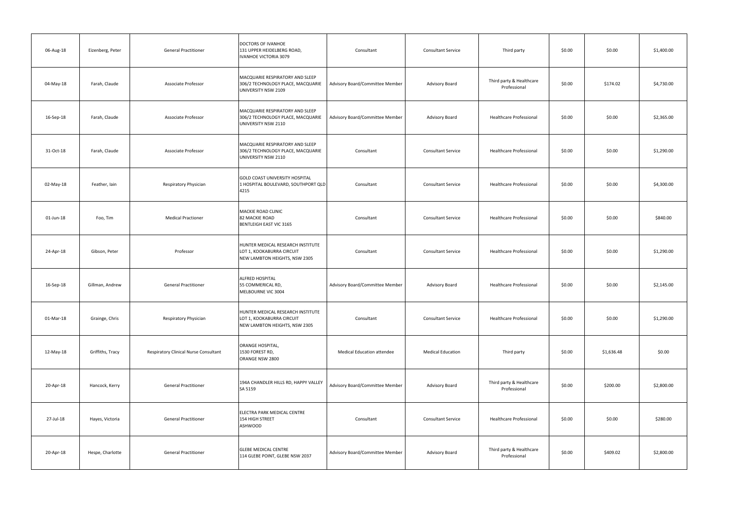| 06-Aug-18 | Eizenberg, Peter | General Practitioner | DOCTORS OF IVANHOE 131 UPPER HEIDELBERG ROAD, IVANHOE VICTORIA 3079 | Consultant | Consultant Service | Third party | $0.00 | $0.00 | $1,400.00 |
|---|---|---|---|---|---|---|---|---|---|
| 04-May-18 | Farah, Claude | Associate Professor | MACQUARIE RESPIRATORY AND SLEEP 306/2 TECHNOLOGY PLACE, MACQUARIE UNIVERSITY NSW 2109 | Advisory Board/Committee Member | Advisory Board | Third party & Healthcare Professional | $0.00 | $174.02 | $4,730.00 |
| 16-Sep-18 | Farah, Claude | Associate Professor | MACQUARIE RESPIRATORY AND SLEEP 306/2 TECHNOLOGY PLACE, MACQUARIE UNIVERSITY NSW 2110 | Advisory Board/Committee Member | Advisory Board | Healthcare Professional | $0.00 | $0.00 | $2,365.00 |
| 31-Oct-18 | Farah, Claude | Associate Professor | MACQUARIE RESPIRATORY AND SLEEP 306/2 TECHNOLOGY PLACE, MACQUARIE UNIVERSITY NSW 2110 | Consultant | Consultant Service | Healthcare Professional | $0.00 | $0.00 | $1,290.00 |
| 02-May-18 | Feather, Iain | Respiratory Physician | GOLD COAST UNIVERSITY HOSPITAL 1 HOSPITAL BOULEVARD, SOUTHPORT QLD 4215 | Consultant | Consultant Service | Healthcare Professional | $0.00 | $0.00 | $4,300.00 |
| 01-Jun-18 | Foo, Tim | Medical Practioner | MACKIE ROAD CLINIC 82 MACKIE ROAD BENTLEIGH EAST VIC 3165 | Consultant | Consultant Service | Healthcare Professional | $0.00 | $0.00 | $840.00 |
| 24-Apr-18 | Gibson, Peter | Professor | HUNTER MEDICAL RESEARCH INSTITUTE LOT 1, KOOKABURRA CIRCUIT NEW LAMBTON HEIGHTS, NSW 2305 | Consultant | Consultant Service | Healthcare Professional | $0.00 | $0.00 | $1,290.00 |
| 16-Sep-18 | Gillman, Andrew | General Practitioner | ALFRED HOSPITAL 55 COMMERICAL RD, MELBOURNE VIC 3004 | Advisory Board/Committee Member | Advisory Board | Healthcare Professional | $0.00 | $0.00 | $2,145.00 |
| 01-Mar-18 | Grainge, Chris | Respiratory Physician | HUNTER MEDICAL RESEARCH INSTITUTE LOT 1, KOOKABURRA CIRCUIT NEW LAMBTON HEIGHTS, NSW 2305 | Consultant | Consultant Service | Healthcare Professional | $0.00 | $0.00 | $1,290.00 |
| 12-May-18 | Griffiths, Tracy | Respiratory Clinical Nurse Consultant | ORANGE HOSPITAL, 1530 FOREST RD, ORANGE NSW 2800 | Medical Education attendee | Medical Education | Third party | $0.00 | $1,636.48 | $0.00 |
| 20-Apr-18 | Hancock, Kerry | General Practitioner | 194A CHANDLER HILLS RD, HAPPY VALLEY SA 5159 | Advisory Board/Committee Member | Advisory Board | Third party & Healthcare Professional | $0.00 | $200.00 | $2,800.00 |
| 27-Jul-18 | Hayes, Victoria | General Practitioner | ELECTRA PARK MEDICAL CENTRE 154 HIGH STREET ASHWOOD | Consultant | Consultant Service | Healthcare Professional | $0.00 | $0.00 | $280.00 |
| 20-Apr-18 | Hespe, Charlotte | General Practitioner | GLEBE MEDICAL CENTRE 114 GLEBE POINT, GLEBE NSW 2037 | Advisory Board/Committee Member | Advisory Board | Third party & Healthcare Professional | $0.00 | $409.02 | $2,800.00 |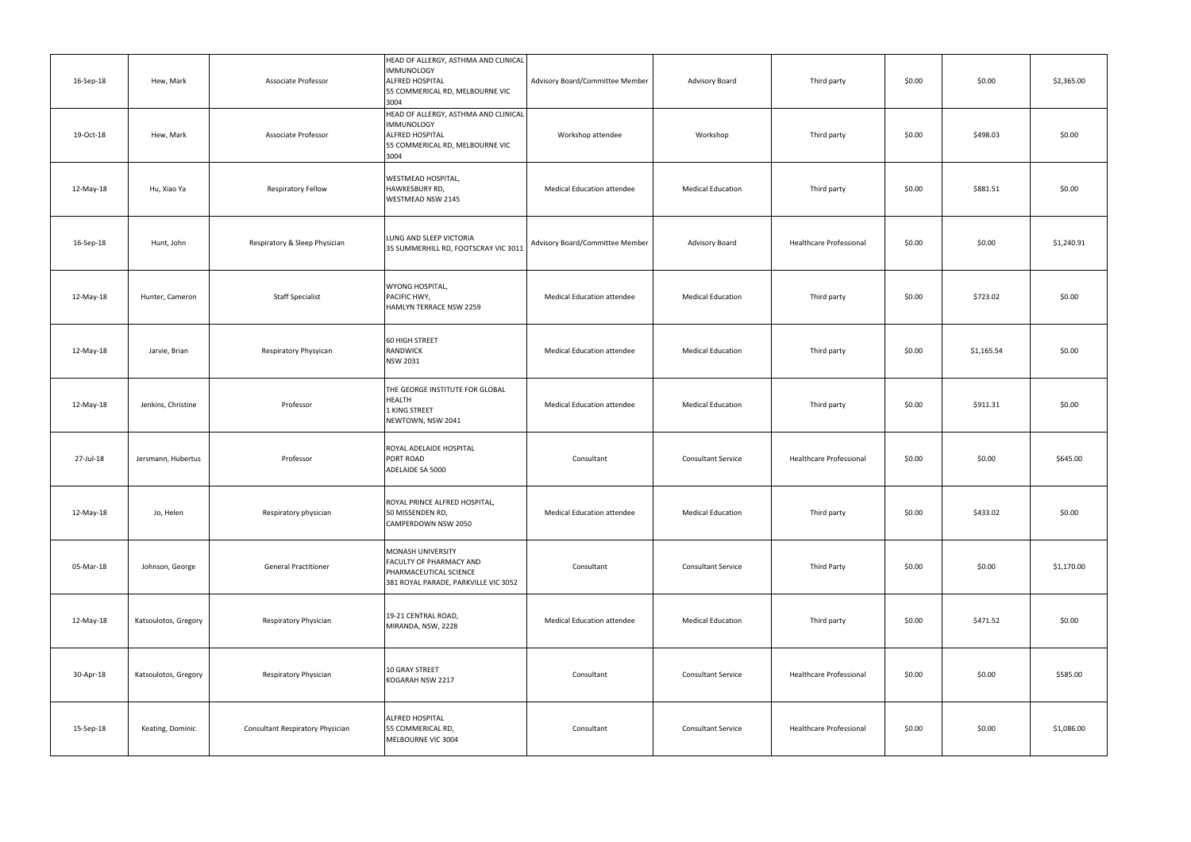| | | | | | | | | | |
|---|---|---|---|---|---|---|---|---|---|
| 16-Sep-18 | Hew, Mark | Associate Professor | HEAD OF ALLERGY, ASTHMA AND CLINICAL IMMUNOLOGY<br>ALFRED HOSPITAL<br>55 COMMERICAL RD, MELBOURNE VIC 3004 | Advisory Board/Committee Member | Advisory Board | Third party | $0.00 | $0.00 | $2,365.00 |
| 19-Oct-18 | Hew, Mark | Associate Professor | HEAD OF ALLERGY, ASTHMA AND CLINICAL IMMUNOLOGY<br>ALFRED HOSPITAL<br>55 COMMERICAL RD, MELBOURNE VIC 3004 | Workshop attendee | Workshop | Third party | $0.00 | $498.03 | $0.00 |
| 12-May-18 | Hu, Xiao Ya | Respiratory Fellow | WESTMEAD HOSPITAL,<br>HAWKESBURY RD,<br>WESTMEAD NSW 2145 | Medical Education attendee | Medical Education | Third party | $0.00 | $881.51 | $0.00 |
| 16-Sep-18 | Hunt, John | Respiratory & Sleep Physician | LUNG AND SLEEP VICTORIA<br>35 SUMMERHILL RD, FOOTSCRAY VIC 3011 | Advisory Board/Committee Member | Advisory Board | Healthcare Professional | $0.00 | $0.00 | $1,240.91 |
| 12-May-18 | Hunter, Cameron | Staff Specialist | WYONG HOSPITAL,<br>PACIFIC HWY,<br>HAMLYN TERRACE NSW 2259 | Medical Education attendee | Medical Education | Third party | $0.00 | $723.02 | $0.00 |
| 12-May-18 | Jarvie, Brian | Respiratory Physyican | 60 HIGH STREET<br>RANDWICK<br>NSW 2031 | Medical Education attendee | Medical Education | Third party | $0.00 | $1,165.54 | $0.00 |
| 12-May-18 | Jenkins, Christine | Professor | THE GEORGE INSTITUTE FOR GLOBAL HEALTH<br>1 KING STREET<br>NEWTOWN, NSW 2041 | Medical Education attendee | Medical Education | Third party | $0.00 | $911.31 | $0.00 |
| 27-Jul-18 | Jersmann, Hubertus | Professor | ROYAL ADELAIDE HOSPITAL<br>PORT ROAD<br>ADELAIDE SA 5000 | Consultant | Consultant Service | Healthcare Professional | $0.00 | $0.00 | $645.00 |
| 12-May-18 | Jo, Helen | Respiratory physician | ROYAL PRINCE ALFRED HOSPITAL,<br>50 MISSENDEN RD,<br>CAMPERDOWN NSW 2050 | Medical Education attendee | Medical Education | Third party | $0.00 | $433.02 | $0.00 |
| 05-Mar-18 | Johnson, George | General Practitioner | MONASH UNIVERSITY<br>FACULTY OF PHARMACY AND PHARMACEUTICAL SCIENCE<br>381 ROYAL PARADE, PARKVILLE VIC 3052 | Consultant | Consultant Service | Third Party | $0.00 | $0.00 | $1,170.00 |
| 12-May-18 | Katsoulotos, Gregory | Respiratory Physician | 19-21 CENTRAL ROAD,<br>MIRANDA, NSW, 2228 | Medical Education attendee | Medical Education | Third party | $0.00 | $471.52 | $0.00 |
| 30-Apr-18 | Katsoulotos, Gregory | Respiratory Physician | 10 GRAY STREET<br>KOGARAH NSW 2217 | Consultant | Consultant Service | Healthcare Professional | $0.00 | $0.00 | $585.00 |
| 15-Sep-18 | Keating, Dominic | Consultant Respiratory Physician | ALFRED HOSPITAL<br>55 COMMERICAL RD,<br>MELBOURNE VIC 3004 | Consultant | Consultant Service | Healthcare Professional | $0.00 | $0.00 | $1,086.00 |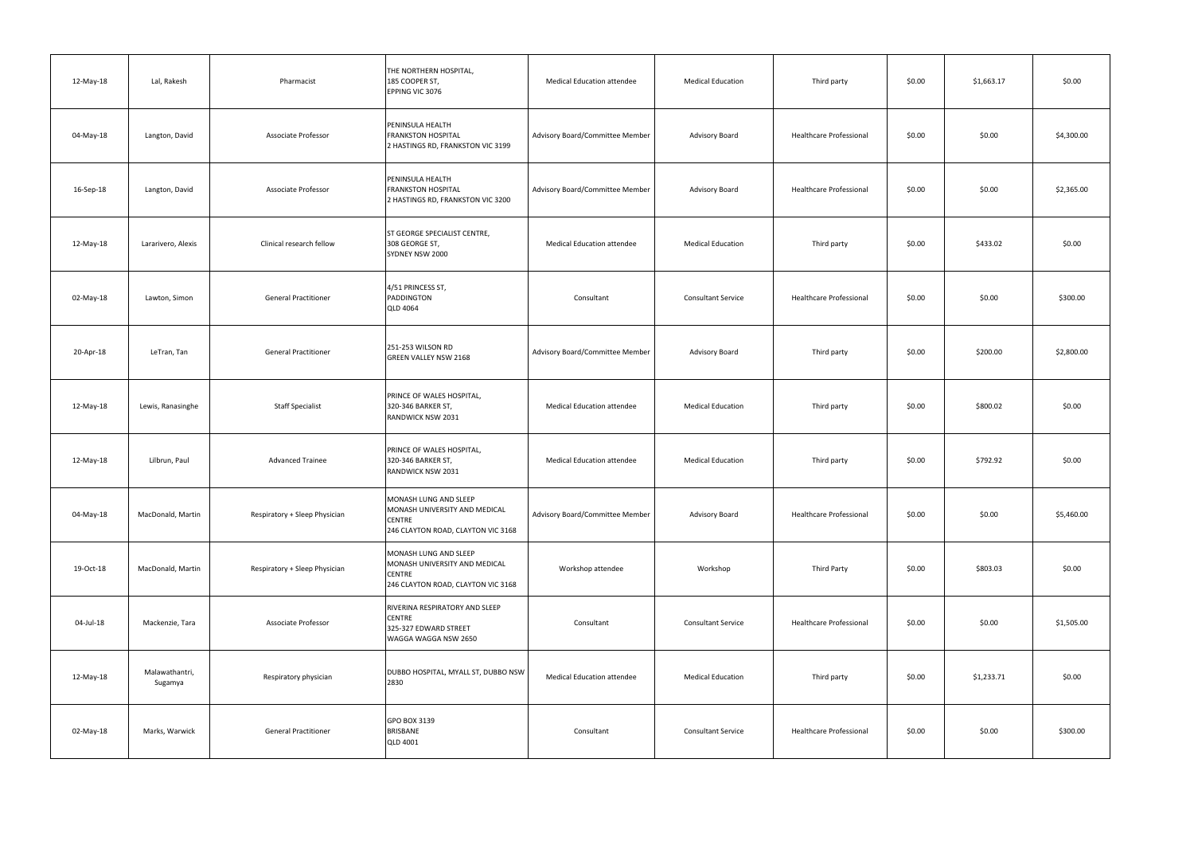| | | | | | | | | | |
|---|---|---|---|---|---|---|---|---|---|
| 12-May-18 | Lal, Rakesh | Pharmacist | THE NORTHERN HOSPITAL,<br>185 COOPER ST,<br>EPPING VIC 3076 | Medical Education attendee | Medical Education | Third party | $0.00 | $1,663.17 | $0.00 |
| 04-May-18 | Langton, David | Associate Professor | PENINSULA HEALTH<br>FRANKSTON HOSPITAL<br>2 HASTINGS RD, FRANKSTON VIC 3199 | Advisory Board/Committee Member | Advisory Board | Healthcare Professional | $0.00 | $0.00 | $4,300.00 |
| 16-Sep-18 | Langton, David | Associate Professor | PENINSULA HEALTH<br>FRANKSTON HOSPITAL<br>2 HASTINGS RD, FRANKSTON VIC 3200 | Advisory Board/Committee Member | Advisory Board | Healthcare Professional | $0.00 | $0.00 | $2,365.00 |
| 12-May-18 | Lararivero, Alexis | Clinical research fellow | ST GEORGE SPECIALIST CENTRE,<br>308 GEORGE ST,<br>SYDNEY NSW 2000 | Medical Education attendee | Medical Education | Third party | $0.00 | $433.02 | $0.00 |
| 02-May-18 | Lawton, Simon | General Practitioner | 4/51 PRINCESS ST,<br>PADDINGTON<br>QLD 4064 | Consultant | Consultant Service | Healthcare Professional | $0.00 | $0.00 | $300.00 |
| 20-Apr-18 | LeTran, Tan | General Practitioner | 251-253 WILSON RD<br>GREEN VALLEY NSW 2168 | Advisory Board/Committee Member | Advisory Board | Third party | $0.00 | $200.00 | $2,800.00 |
| 12-May-18 | Lewis, Ranasinghe | Staff Specialist | PRINCE OF WALES HOSPITAL,<br>320-346 BARKER ST,<br>RANDWICK NSW 2031 | Medical Education attendee | Medical Education | Third party | $0.00 | $800.02 | $0.00 |
| 12-May-18 | Lilbrun, Paul | Advanced Trainee | PRINCE OF WALES HOSPITAL,<br>320-346 BARKER ST,<br>RANDWICK NSW 2031 | Medical Education attendee | Medical Education | Third party | $0.00 | $792.92 | $0.00 |
| 04-May-18 | MacDonald, Martin | Respiratory + Sleep Physician | MONASH LUNG AND SLEEP<br>MONASH UNIVERSITY AND MEDICAL<br>CENTRE<br>246 CLAYTON ROAD, CLAYTON VIC 3168 | Advisory Board/Committee Member | Advisory Board | Healthcare Professional | $0.00 | $0.00 | $5,460.00 |
| 19-Oct-18 | MacDonald, Martin | Respiratory + Sleep Physician | MONASH LUNG AND SLEEP<br>MONASH UNIVERSITY AND MEDICAL<br>CENTRE<br>246 CLAYTON ROAD, CLAYTON VIC 3168 | Workshop attendee | Workshop | Third Party | $0.00 | $803.03 | $0.00 |
| 04-Jul-18 | Mackenzie, Tara | Associate Professor | RIVERINA RESPIRATORY AND SLEEP<br>CENTRE<br>325-327 EDWARD STREET<br>WAGGA WAGGA NSW 2650 | Consultant | Consultant Service | Healthcare Professional | $0.00 | $0.00 | $1,505.00 |
| 12-May-18 | Malawathantri, Sugamya | Respiratory physician | DUBBO HOSPITAL, MYALL ST, DUBBO NSW 2830 | Medical Education attendee | Medical Education | Third party | $0.00 | $1,233.71 | $0.00 |
| 02-May-18 | Marks, Warwick | General Practitioner | GPO BOX 3139<br>BRISBANE<br>QLD 4001 | Consultant | Consultant Service | Healthcare Professional | $0.00 | $0.00 | $300.00 |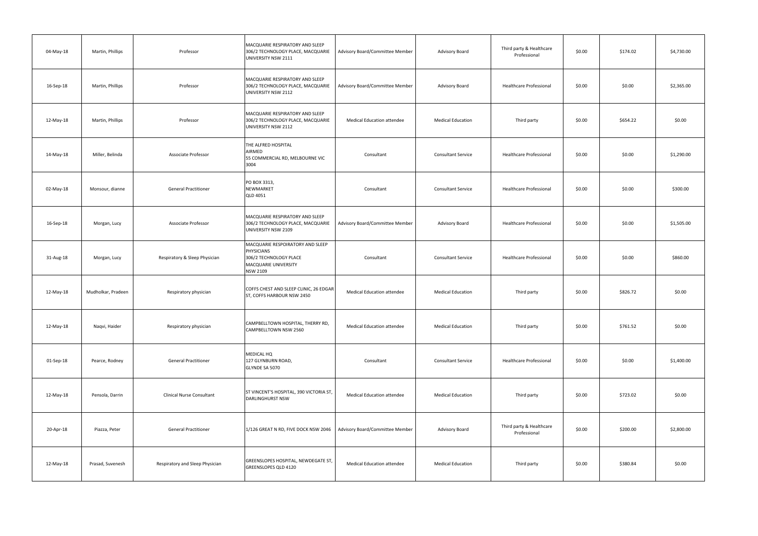| 04-May-18 | Martin, Phillips | Professor | MACQUARIE RESPIRATORY AND SLEEP 306/2 TECHNOLOGY PLACE, MACQUARIE UNIVERSITY NSW 2111 | Advisory Board/Committee Member | Advisory Board | Third party & Healthcare Professional | $0.00 | $174.02 | $4,730.00 |
|---|---|---|---|---|---|---|---|---|---|
| 16-Sep-18 | Martin, Phillips | Professor | MACQUARIE RESPIRATORY AND SLEEP 306/2 TECHNOLOGY PLACE, MACQUARIE UNIVERSITY NSW 2112 | Advisory Board/Committee Member | Advisory Board | Healthcare Professional | $0.00 | $0.00 | $2,365.00 |
| 12-May-18 | Martin, Phillips | Professor | MACQUARIE RESPIRATORY AND SLEEP 306/2 TECHNOLOGY PLACE, MACQUARIE UNIVERSITY NSW 2112 | Medical Education attendee | Medical Education | Third party | $0.00 | $654.22 | $0.00 |
| 14-May-18 | Miller, Belinda | Associate Professor | THE ALFRED HOSPITAL AIRMED 55 COMMERCIAL RD, MELBOURNE VIC 3004 | Consultant | Consultant Service | Healthcare Professional | $0.00 | $0.00 | $1,290.00 |
| 02-May-18 | Monsour, dianne | General Practitioner | PO BOX 3313, NEWMARKET QLD 4051 | Consultant | Consultant Service | Healthcare Professional | $0.00 | $0.00 | $300.00 |
| 16-Sep-18 | Morgan, Lucy | Associate Professor | MACQUARIE RESPIRATORY AND SLEEP 306/2 TECHNOLOGY PLACE, MACQUARIE UNIVERSITY NSW 2109 | Advisory Board/Committee Member | Advisory Board | Healthcare Professional | $0.00 | $0.00 | $1,505.00 |
| 31-Aug-18 | Morgan, Lucy | Respiratory & Sleep Physician | MACQUARIE RESPOIRATORY AND SLEEP PHYSICIANS 306/2 TECHNOLOGY PLACE MACQUARIE UNIVERSITY NSW 2109 | Consultant | Consultant Service | Healthcare Professional | $0.00 | $0.00 | $860.00 |
| 12-May-18 | Mudholkar, Pradeen | Respiratory physician | COFFS CHEST AND SLEEP CLINIC, 26 EDGAR ST, COFFS HARBOUR NSW 2450 | Medical Education attendee | Medical Education | Third party | $0.00 | $826.72 | $0.00 |
| 12-May-18 | Naqvi, Haider | Respiratory physician | CAMPBELLTOWN HOSPITAL, THERRY RD, CAMPBELLTOWN NSW 2560 | Medical Education attendee | Medical Education | Third party | $0.00 | $761.52 | $0.00 |
| 01-Sep-18 | Pearce, Rodney | General Practitioner | MEDICAL HQ 127 GLYNBURN ROAD, GLYNDE SA 5070 | Consultant | Consultant Service | Healthcare Professional | $0.00 | $0.00 | $1,400.00 |
| 12-May-18 | Pensola, Darrin | Clinical Nurse Consultant | ST VINCENT'S HOSPITAL, 390 VICTORIA ST, DARLINGHURST NSW | Medical Education attendee | Medical Education | Third party | $0.00 | $723.02 | $0.00 |
| 20-Apr-18 | Piazza, Peter | General Practitioner | 1/126 GREAT N RD, FIVE DOCK NSW 2046 | Advisory Board/Committee Member | Advisory Board | Third party & Healthcare Professional | $0.00 | $200.00 | $2,800.00 |
| 12-May-18 | Prasad, Suvenesh | Respiratory and Sleep Physician | GREENSLOPES HOSPITAL, NEWDEGATE ST, GREENSLOPES QLD 4120 | Medical Education attendee | Medical Education | Third party | $0.00 | $380.84 | $0.00 |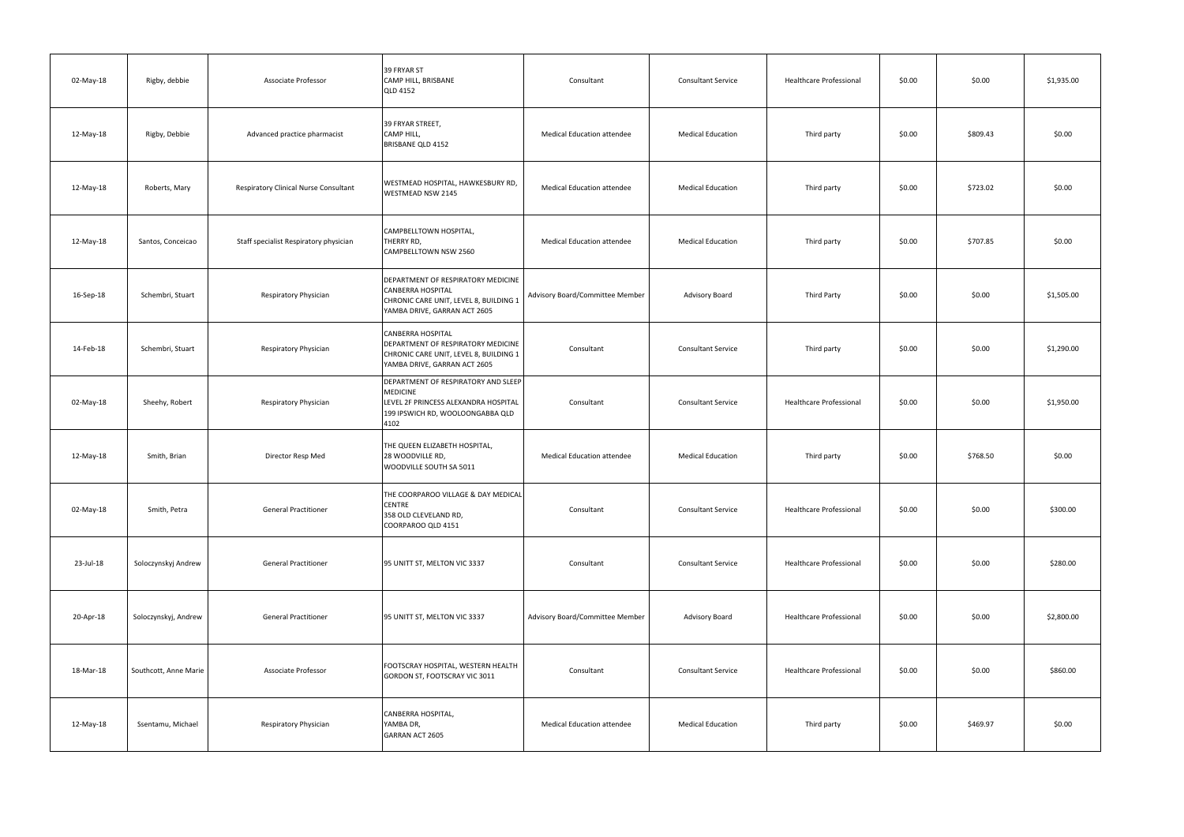| | | | | | | | | | |
|---|---|---|---|---|---|---|---|---|---|
| 02-May-18 | Rigby, debbie | Associate Professor | 39 FRYAR ST CAMP HILL, BRISBANE QLD 4152 | Consultant | Consultant Service | Healthcare Professional | \$0.00 | \$0.00 | \$1,935.00 |
| 12-May-18 | Rigby, Debbie | Advanced practice pharmacist | 39 FRYAR STREET, CAMP HILL, BRISBANE QLD 4152 | Medical Education attendee | Medical Education | Third party | \$0.00 | \$809.43 | \$0.00 |
| 12-May-18 | Roberts, Mary | Respiratory Clinical Nurse Consultant | WESTMEAD HOSPITAL, HAWKESBURY RD, WESTMEAD NSW 2145 | Medical Education attendee | Medical Education | Third party | \$0.00 | \$723.02 | \$0.00 |
| 12-May-18 | Santos, Conceicao | Staff specialist Respiratory physician | CAMPBELLTOWN HOSPITAL, THERRY RD, CAMPBELLTOWN NSW 2560 | Medical Education attendee | Medical Education | Third party | \$0.00 | \$707.85 | \$0.00 |
| 16-Sep-18 | Schembri, Stuart | Respiratory Physician | DEPARTMENT OF RESPIRATORY MEDICINE CANBERRA HOSPITAL CHRONIC CARE UNIT, LEVEL 8, BUILDING 1 YAMBA DRIVE, GARRAN ACT 2605 | Advisory Board/Committee Member | Advisory Board | Third Party | \$0.00 | \$0.00 | \$1,505.00 |
| 14-Feb-18 | Schembri, Stuart | Respiratory Physician | CANBERRA HOSPITAL DEPARTMENT OF RESPIRATORY MEDICINE CHRONIC CARE UNIT, LEVEL 8, BUILDING 1 YAMBA DRIVE, GARRAN ACT 2605 | Consultant | Consultant Service | Third party | \$0.00 | \$0.00 | \$1,290.00 |
| 02-May-18 | Sheehy, Robert | Respiratory Physician | DEPARTMENT OF RESPIRATORY AND SLEEP MEDICINE LEVEL 2F PRINCESS ALEXANDRA HOSPITAL 199 IPSWICH RD, WOOLOONGABBA QLD 4102 | Consultant | Consultant Service | Healthcare Professional | \$0.00 | \$0.00 | \$1,950.00 |
| 12-May-18 | Smith, Brian | Director Resp Med | THE QUEEN ELIZABETH HOSPITAL, 28 WOODVILLE RD, WOODVILLE SOUTH SA 5011 | Medical Education attendee | Medical Education | Third party | \$0.00 | \$768.50 | \$0.00 |
| 02-May-18 | Smith, Petra | General Practitioner | THE COORPAROO VILLAGE & DAY MEDICAL CENTRE 358 OLD CLEVELAND RD, COORPAROO QLD 4151 | Consultant | Consultant Service | Healthcare Professional | \$0.00 | \$0.00 | \$300.00 |
| 23-Jul-18 | Soloczynskyj Andrew | General Practitioner | 95 UNITT ST, MELTON VIC 3337 | Consultant | Consultant Service | Healthcare Professional | \$0.00 | \$0.00 | \$280.00 |
| 20-Apr-18 | Soloczynskyj, Andrew | General Practitioner | 95 UNITT ST, MELTON VIC 3337 | Advisory Board/Committee Member | Advisory Board | Healthcare Professional | \$0.00 | \$0.00 | \$2,800.00 |
| 18-Mar-18 | Southcott, Anne Marie | Associate Professor | FOOTSCRAY HOSPITAL, WESTERN HEALTH GORDON ST, FOOTSCRAY VIC 3011 | Consultant | Consultant Service | Healthcare Professional | \$0.00 | \$0.00 | \$860.00 |
| 12-May-18 | Ssentamu, Michael | Respiratory Physician | CANBERRA HOSPITAL, YAMBA DR, GARRAN ACT 2605 | Medical Education attendee | Medical Education | Third party | \$0.00 | \$469.97 | \$0.00 |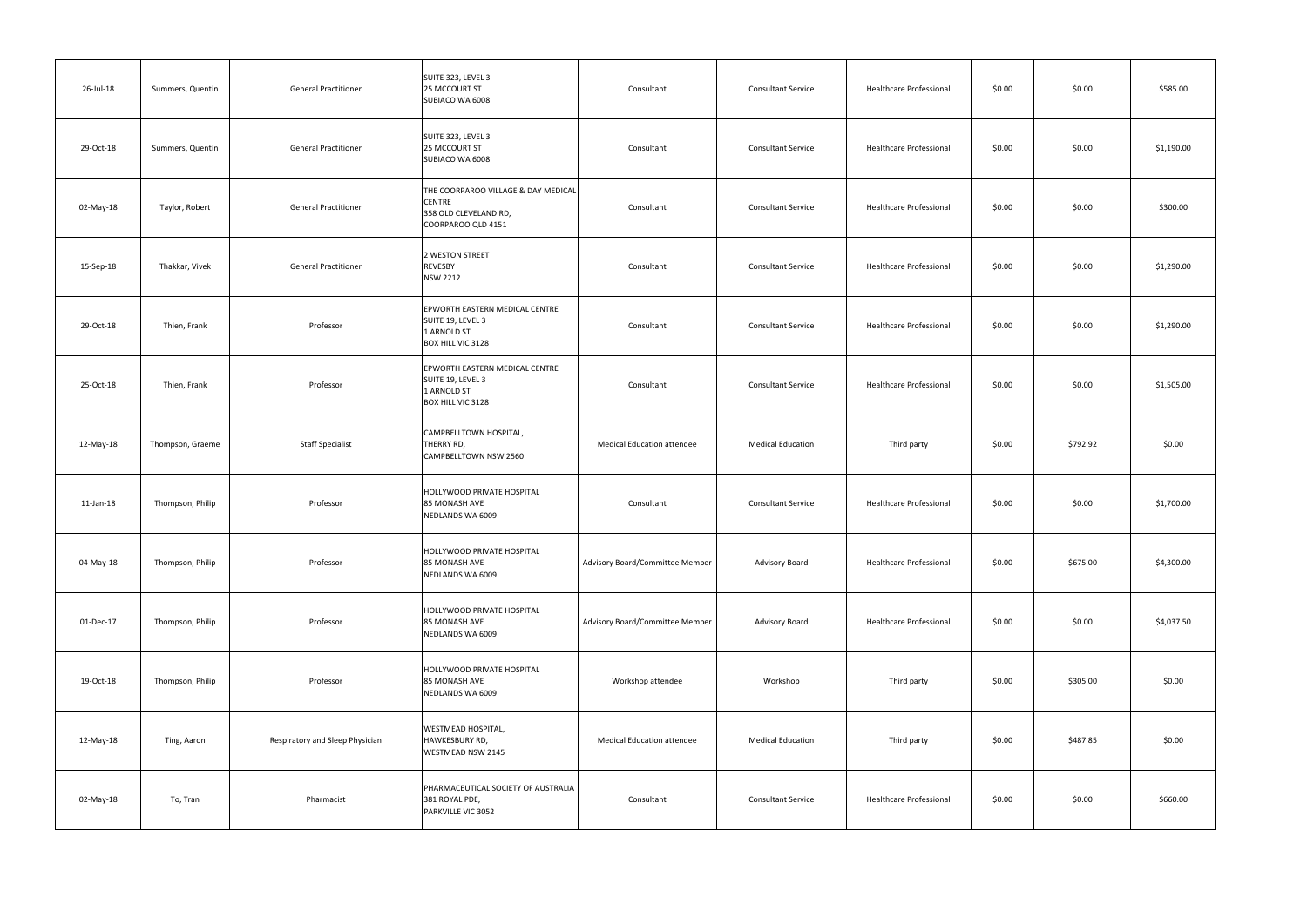| | | | | | | | | | |
|---|---|---|---|---|---|---|---|---|---|
| 26-Jul-18 | Summers, Quentin | General Practitioner | SUITE 323, LEVEL 3<br>25 MCCOURT ST<br>SUBIACO WA 6008 | Consultant | Consultant Service | Healthcare Professional | $0.00 | $0.00 | $585.00 |
| 29-Oct-18 | Summers, Quentin | General Practitioner | SUITE 323, LEVEL 3<br>25 MCCOURT ST<br>SUBIACO WA 6008 | Consultant | Consultant Service | Healthcare Professional | $0.00 | $0.00 | $1,190.00 |
| 02-May-18 | Taylor, Robert | General Practitioner | THE COORPAROO VILLAGE & DAY MEDICAL CENTRE<br>358 OLD CLEVELAND RD,<br>COORPAROO QLD 4151 | Consultant | Consultant Service | Healthcare Professional | $0.00 | $0.00 | $300.00 |
| 15-Sep-18 | Thakkar, Vivek | General Practitioner | 2 WESTON STREET<br>REVESBY<br>NSW 2212 | Consultant | Consultant Service | Healthcare Professional | $0.00 | $0.00 | $1,290.00 |
| 29-Oct-18 | Thien, Frank | Professor | EPWORTH EASTERN MEDICAL CENTRE<br>SUITE 19, LEVEL 3<br>1 ARNOLD ST<br>BOX HILL VIC 3128 | Consultant | Consultant Service | Healthcare Professional | $0.00 | $0.00 | $1,290.00 |
| 25-Oct-18 | Thien, Frank | Professor | EPWORTH EASTERN MEDICAL CENTRE<br>SUITE 19, LEVEL 3<br>1 ARNOLD ST<br>BOX HILL VIC 3128 | Consultant | Consultant Service | Healthcare Professional | $0.00 | $0.00 | $1,505.00 |
| 12-May-18 | Thompson, Graeme | Staff Specialist | CAMPBELLTOWN HOSPITAL,<br>THERRY RD,<br>CAMPBELLTOWN NSW 2560 | Medical Education attendee | Medical Education | Third party | $0.00 | $792.92 | $0.00 |
| 11-Jan-18 | Thompson, Philip | Professor | HOLLYWOOD PRIVATE HOSPITAL<br>85 MONASH AVE<br>NEDLANDS WA 6009 | Consultant | Consultant Service | Healthcare Professional | $0.00 | $0.00 | $1,700.00 |
| 04-May-18 | Thompson, Philip | Professor | HOLLYWOOD PRIVATE HOSPITAL<br>85 MONASH AVE<br>NEDLANDS WA 6009 | Advisory Board/Committee Member | Advisory Board | Healthcare Professional | $0.00 | $675.00 | $4,300.00 |
| 01-Dec-17 | Thompson, Philip | Professor | HOLLYWOOD PRIVATE HOSPITAL<br>85 MONASH AVE<br>NEDLANDS WA 6009 | Advisory Board/Committee Member | Advisory Board | Healthcare Professional | $0.00 | $0.00 | $4,037.50 |
| 19-Oct-18 | Thompson, Philip | Professor | HOLLYWOOD PRIVATE HOSPITAL<br>85 MONASH AVE<br>NEDLANDS WA 6009 | Workshop attendee | Workshop | Third party | $0.00 | $305.00 | $0.00 |
| 12-May-18 | Ting, Aaron | Respiratory and Sleep Physician | WESTMEAD HOSPITAL,<br>HAWKESBURY RD,<br>WESTMEAD NSW 2145 | Medical Education attendee | Medical Education | Third party | $0.00 | $487.85 | $0.00 |
| 02-May-18 | To, Tran | Pharmacist | PHARMACEUTICAL SOCIETY OF AUSTRALIA<br>381 ROYAL PDE,<br>PARKVILLE VIC 3052 | Consultant | Consultant Service | Healthcare Professional | $0.00 | $0.00 | $660.00 |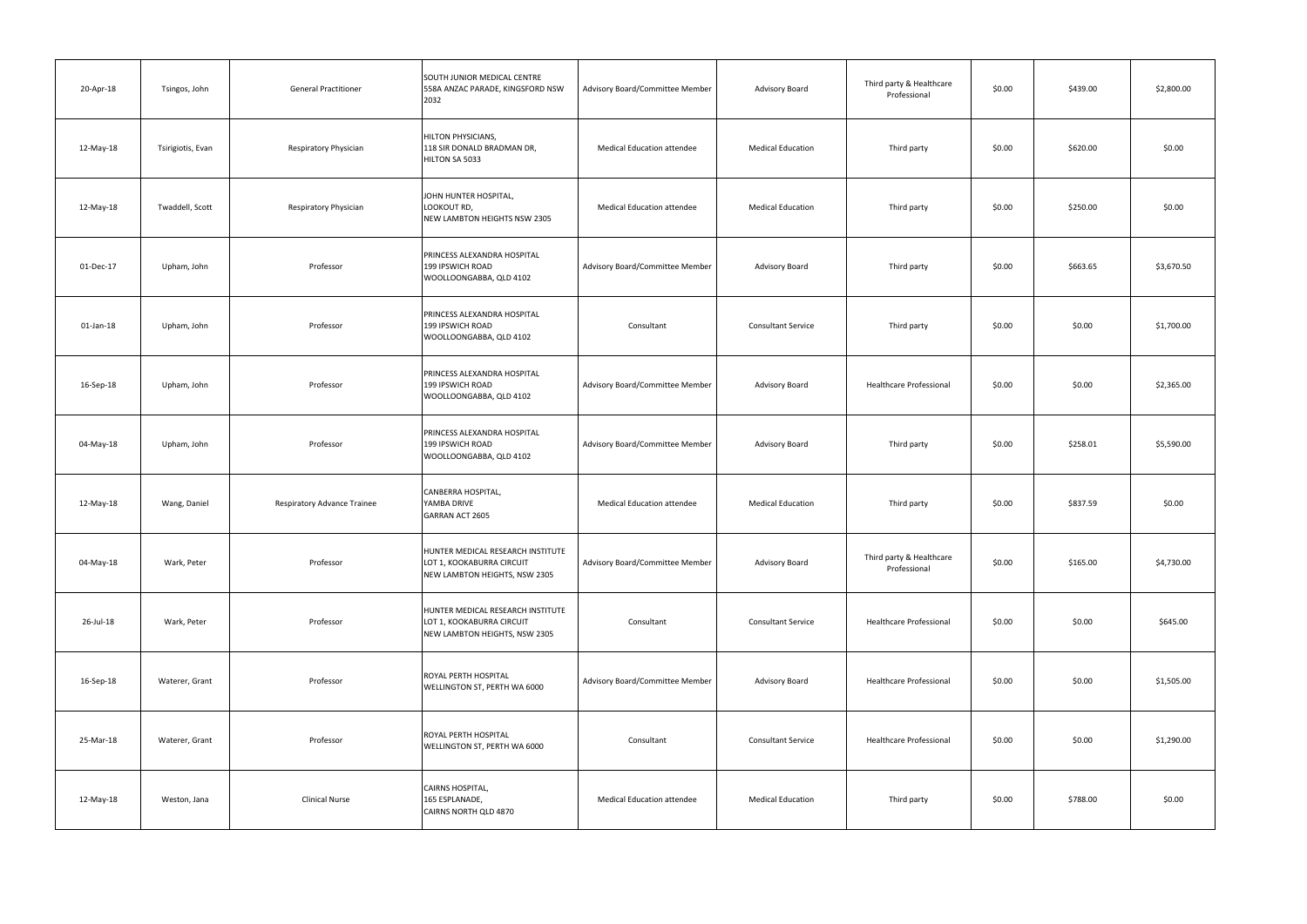| 20-Apr-18 | Tsingos, John | General Practitioner | SOUTH JUNIOR MEDICAL CENTRE 558A ANZAC PARADE, KINGSFORD NSW 2032 | Advisory Board/Committee Member | Advisory Board | Third party & Healthcare Professional | $0.00 | $439.00 | $2,800.00 |
|---|---|---|---|---|---|---|---|---|---|
| 12-May-18 | Tsirigiotis, Evan | Respiratory Physician | HILTON PHYSICIANS, 118 SIR DONALD BRADMAN DR, HILTON SA 5033 | Medical Education attendee | Medical Education | Third party | $0.00 | $620.00 | $0.00 |
| 12-May-18 | Twaddell, Scott | Respiratory Physician | JOHN HUNTER HOSPITAL, LOOKOUT RD, NEW LAMBTON HEIGHTS NSW 2305 | Medical Education attendee | Medical Education | Third party | $0.00 | $250.00 | $0.00 |
| 01-Dec-17 | Upham, John | Professor | PRINCESS ALEXANDRA HOSPITAL 199 IPSWICH ROAD WOOLLOONGABBA, QLD 4102 | Advisory Board/Committee Member | Advisory Board | Third party | $0.00 | $663.65 | $3,670.50 |
| 01-Jan-18 | Upham, John | Professor | PRINCESS ALEXANDRA HOSPITAL 199 IPSWICH ROAD WOOLLOONGABBA, QLD 4102 | Consultant | Consultant Service | Third party | $0.00 | $0.00 | $1,700.00 |
| 16-Sep-18 | Upham, John | Professor | PRINCESS ALEXANDRA HOSPITAL 199 IPSWICH ROAD WOOLLOONGABBA, QLD 4102 | Advisory Board/Committee Member | Advisory Board | Healthcare Professional | $0.00 | $0.00 | $2,365.00 |
| 04-May-18 | Upham, John | Professor | PRINCESS ALEXANDRA HOSPITAL 199 IPSWICH ROAD WOOLLOONGABBA, QLD 4102 | Advisory Board/Committee Member | Advisory Board | Third party | $0.00 | $258.01 | $5,590.00 |
| 12-May-18 | Wang, Daniel | Respiratory Advance Trainee | CANBERRA HOSPITAL, YAMBA DRIVE GARRAN ACT 2605 | Medical Education attendee | Medical Education | Third party | $0.00 | $837.59 | $0.00 |
| 04-May-18 | Wark, Peter | Professor | HUNTER MEDICAL RESEARCH INSTITUTE LOT 1, KOOKABURRA CIRCUIT NEW LAMBTON HEIGHTS, NSW 2305 | Advisory Board/Committee Member | Advisory Board | Third party & Healthcare Professional | $0.00 | $165.00 | $4,730.00 |
| 26-Jul-18 | Wark, Peter | Professor | HUNTER MEDICAL RESEARCH INSTITUTE LOT 1, KOOKABURRA CIRCUIT NEW LAMBTON HEIGHTS, NSW 2305 | Consultant | Consultant Service | Healthcare Professional | $0.00 | $0.00 | $645.00 |
| 16-Sep-18 | Waterer, Grant | Professor | ROYAL PERTH HOSPITAL WELLINGTON ST, PERTH WA 6000 | Advisory Board/Committee Member | Advisory Board | Healthcare Professional | $0.00 | $0.00 | $1,505.00 |
| 25-Mar-18 | Waterer, Grant | Professor | ROYAL PERTH HOSPITAL WELLINGTON ST, PERTH WA 6000 | Consultant | Consultant Service | Healthcare Professional | $0.00 | $0.00 | $1,290.00 |
| 12-May-18 | Weston, Jana | Clinical Nurse | CAIRNS HOSPITAL, 165 ESPLANADE, CAIRNS NORTH QLD 4870 | Medical Education attendee | Medical Education | Third party | $0.00 | $788.00 | $0.00 |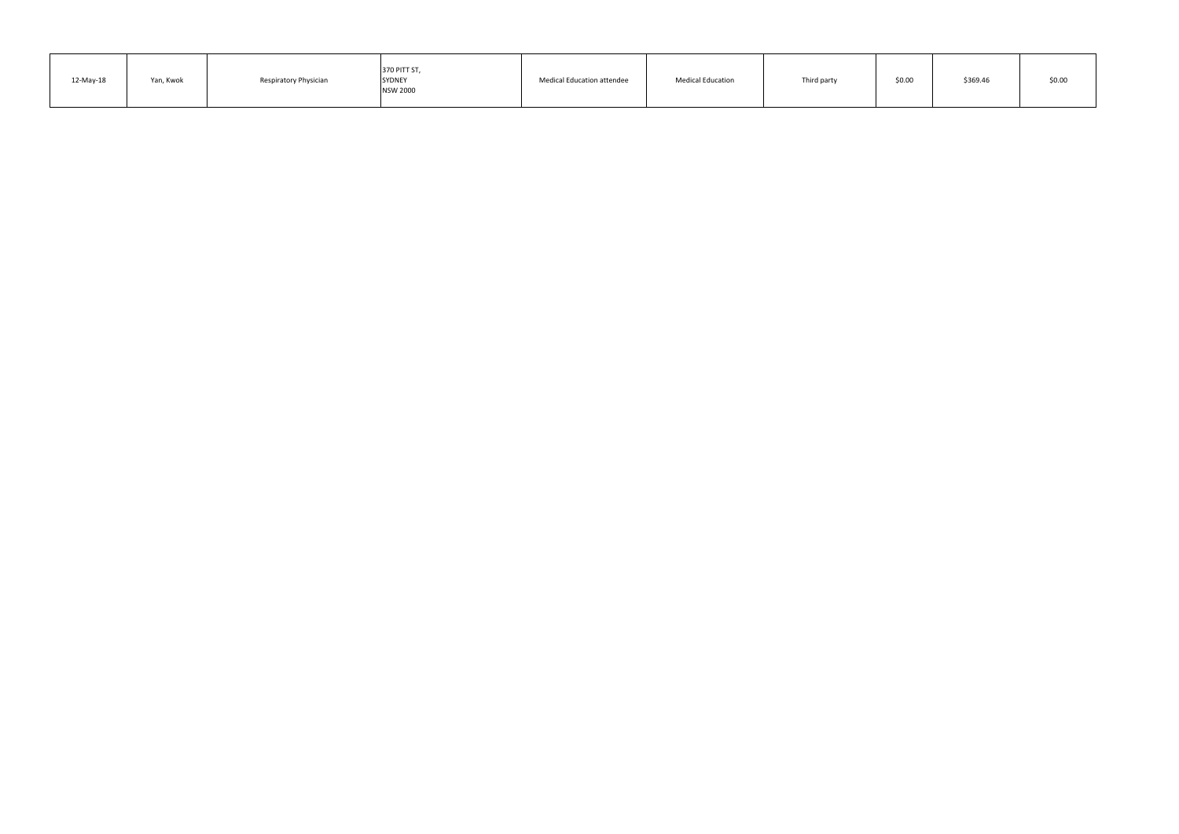| | | | | | | | | | |
|---|---|---|---|---|---|---|---|---|---|
| 12-May-18 | Yan, Kwok | Respiratory Physician | 370 PITT ST,<br>SYDNEY<br>NSW 2000 | Medical Education attendee | Medical Education | Third party | $0.00 | $369.46 | $0.00 |